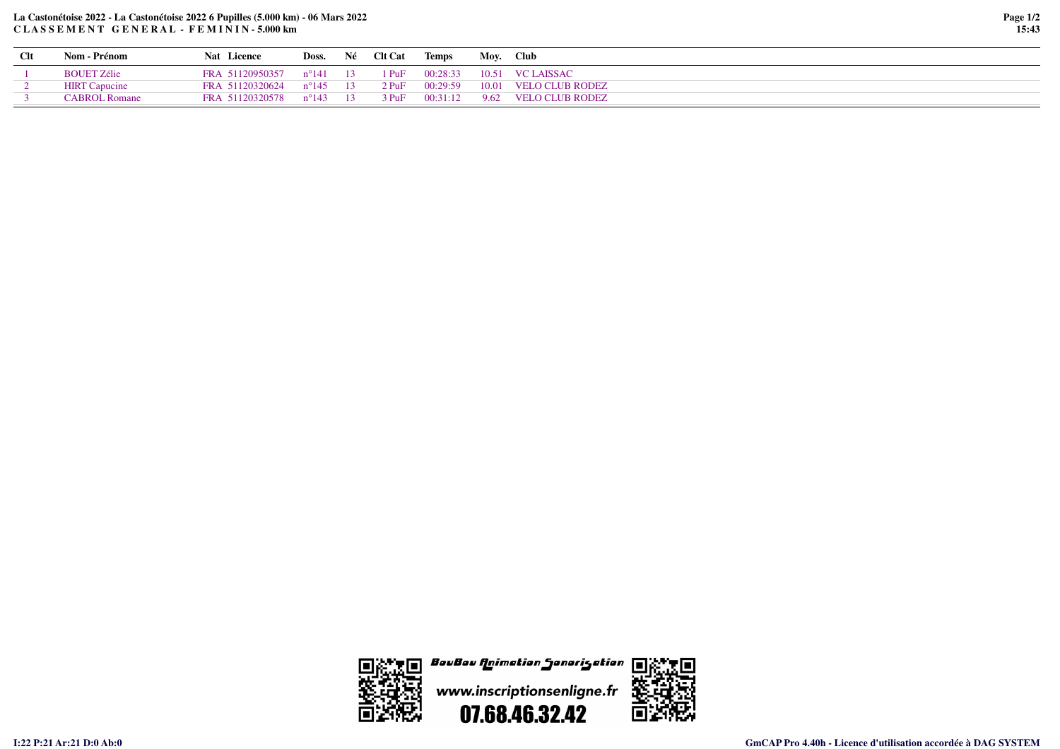**La Castonétoise 2022 - La Castonétoise 2022 6 Pupilles (5.000 km) - 06 Mars 2022**
**C L A S S E M E N T G E N E R A L - F E M I N I N - 5.000 km**

| Clt | Nom - Prénom | Nat | Licence | Doss. | Né | Clt Cat | Temps | Moy. | Club |
|---|---|---|---|---|---|---|---|---|---|
| 1 | BOUET Zélie | FRA | 51120950357 | n°141 | 13 | 1 PuF | 00:28:33 | 10.51 | VC LAISSAC |
| 2 | HIRT Capucine | FRA | 51120320624 | n°145 | 13 | 2 PuF | 00:29:59 | 10.01 | VELO CLUB RODEZ |
| 3 | CABROL Romane | FRA | 51120320578 | n°143 | 13 | 3 PuF | 00:31:12 | 9.62 | VELO CLUB RODEZ |

BouBou Animation Sonorisation
www.inscriptionsenligne.fr
07.68.46.32.42

I:22 P:21 Ar:21 D:0 Ab:0

GmCAP Pro 4.40h - Licence d'utilisation accordée à DAG SYSTEM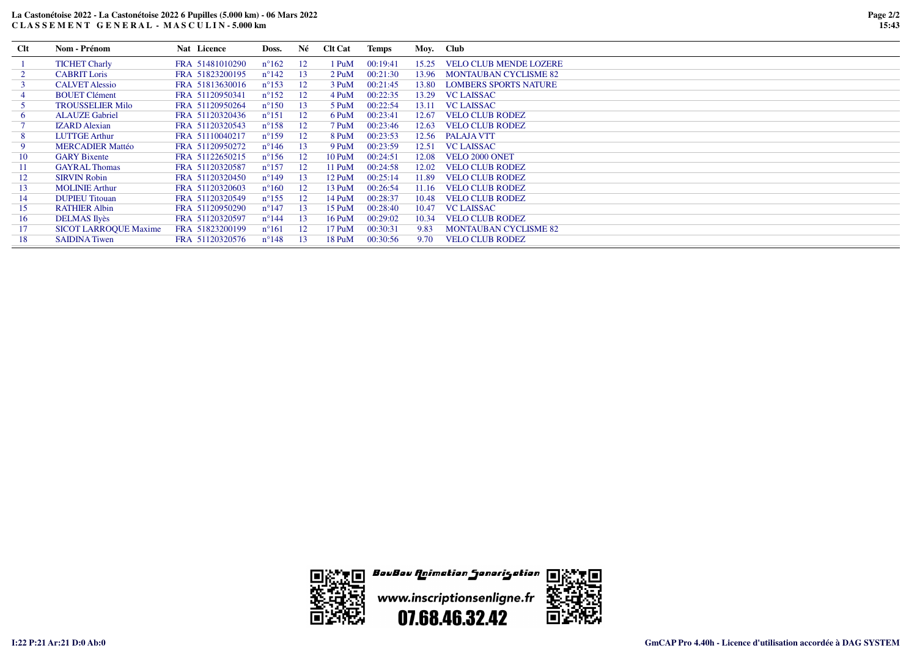La Castonétoise 2022 - La Castonétoise 2022 6 Pupilles (5.000 km) - 06 Mars 2022
**C L A S S E M E N T G E N E R A L - M A S C U L I N - 5.000 km**

| Clt | Nom - Prénom | Nat | Licence | Doss. | Né | Clt Cat | Temps | Moy. | Club |
|---|---|---|---|---|---|---|---|---|---|
| 1 | TICHET Charly | FRA | 51481010290 | n°162 | 12 | 1 PuM | 00:19:41 | 15.25 | VELO CLUB MENDE LOZERE |
| 2 | CABRIT Loris | FRA | 51823200195 | n°142 | 13 | 2 PuM | 00:21:30 | 13.96 | MONTAUBAN CYCLISME 82 |
| 3 | CALVET Alessio | FRA | 51813630016 | n°153 | 12 | 3 PuM | 00:21:45 | 13.80 | LOMBERS SPORTS NATURE |
| 4 | BOUET Clément | FRA | 51120950341 | n°152 | 12 | 4 PuM | 00:22:35 | 13.29 | VC LAISSAC |
| 5 | TROUSSELIER Milo | FRA | 51120950264 | n°150 | 13 | 5 PuM | 00:22:54 | 13.11 | VC LAISSAC |
| 6 | ALAUZE Gabriel | FRA | 51120320436 | n°151 | 12 | 6 PuM | 00:23:41 | 12.67 | VELO CLUB RODEZ |
| 7 | IZARD Alexian | FRA | 51120320543 | n°158 | 12 | 7 PuM | 00:23:46 | 12.63 | VELO CLUB RODEZ |
| 8 | LUTTGE Arthur | FRA | 51110040217 | n°159 | 12 | 8 PuM | 00:23:53 | 12.56 | PALAJA VTT |
| 9 | MERCADIER Mattéo | FRA | 51120950272 | n°146 | 13 | 9 PuM | 00:23:59 | 12.51 | VC LAISSAC |
| 10 | GARY Bixente | FRA | 51122650215 | n°156 | 12 | 10 PuM | 00:24:51 | 12.08 | VELO 2000 ONET |
| 11 | GAYRAL Thomas | FRA | 51120320587 | n°157 | 12 | 11 PuM | 00:24:58 | 12.02 | VELO CLUB RODEZ |
| 12 | SIRVIN Robin | FRA | 51120320450 | n°149 | 13 | 12 PuM | 00:25:14 | 11.89 | VELO CLUB RODEZ |
| 13 | MOLINIE Arthur | FRA | 51120320603 | n°160 | 12 | 13 PuM | 00:26:54 | 11.16 | VELO CLUB RODEZ |
| 14 | DUPIEU Titouan | FRA | 51120320549 | n°155 | 12 | 14 PuM | 00:28:37 | 10.48 | VELO CLUB RODEZ |
| 15 | RATHIER Albin | FRA | 51120950290 | n°147 | 13 | 15 PuM | 00:28:40 | 10.47 | VC LAISSAC |
| 16 | DELMAS Ilyès | FRA | 51120320597 | n°144 | 13 | 16 PuM | 00:29:02 | 10.34 | VELO CLUB RODEZ |
| 17 | SICOT LARROQUE Maxime | FRA | 51823200199 | n°161 | 12 | 17 PuM | 00:30:31 | 9.83 | MONTAUBAN CYCLISME 82 |
| 18 | SAIDINA Tiwen | FRA | 51120320576 | n°148 | 13 | 18 PuM | 00:30:56 | 9.70 | VELO CLUB RODEZ |

BouBou Animation Sonorisation
www.inscriptionsenligne.fr
07.68.46.32.42

I:22 P:21 Ar:21 D:0 Ab:0

GmCAP Pro 4.40h - Licence d'utilisation accordée à DAG SYSTEM